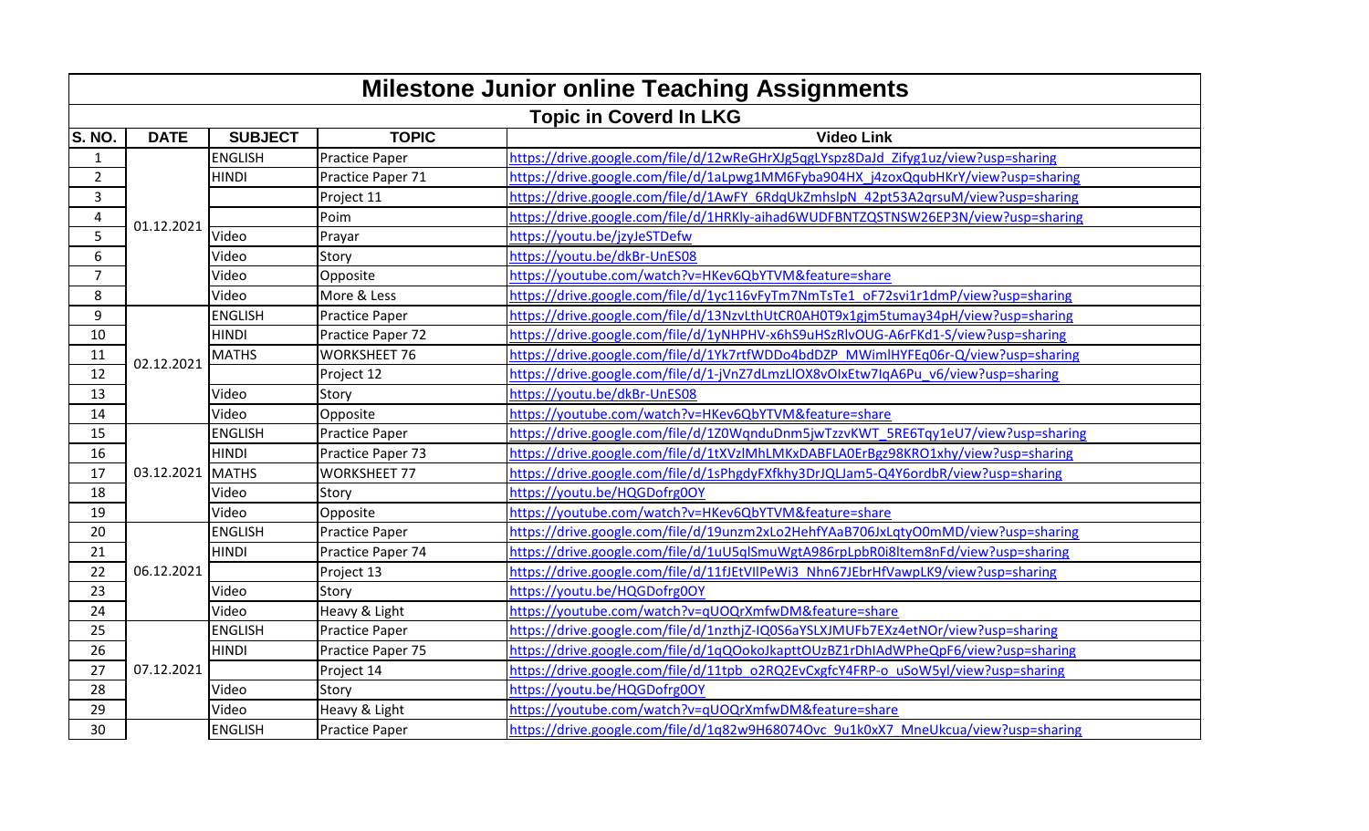# Milestone Junior online Teaching Assignments

## Topic in Coverd In LKG

| S. NO. | DATE | SUBJECT | TOPIC | Video Link |
|---|---|---|---|---|
| 1 | 01.12.2021 | ENGLISH | Practice Paper | https://drive.google.com/file/d/12wReGHrXJg5qgLYspz8DaJd_Zifyg1uz/view?usp=sharing |
| 2 | | HINDI | Practice Paper 71 | https://drive.google.com/file/d/1aLpwg1MM6Fyba904HX_j4zoxQqubHKrY/view?usp=sharing |
| 3 | | | Project 11 | https://drive.google.com/file/d/1AwFY_6RdqUkZmhslpN_42pt53A2qrsuM/view?usp=sharing |
| 4 | | | Poim | https://drive.google.com/file/d/1HRKly-aihad6WUDFBNTZQSTNSW26EP3N/view?usp=sharing |
| 5 | | Video | Prayar | https://youtu.be/jzyJeSTDefw |
| 6 | | Video | Story | https://youtu.be/dkBr-UnES08 |
| 7 | | Video | Opposite | https://youtube.com/watch?v=HKev6QbYTVM&feature=share |
| 8 | | Video | More & Less | https://drive.google.com/file/d/1yc116vFyTm7NmTsTe1_oF72svi1r1dmP/view?usp=sharing |
| 9 | 02.12.2021 | ENGLISH | Practice Paper | https://drive.google.com/file/d/13NzvLthUtCR0AH0T9x1gjm5tumay34pH/view?usp=sharing |
| 10 | | HINDI | Practice Paper 72 | https://drive.google.com/file/d/1yNHPHV-x6hS9uHSzRlvOUG-A6rFKd1-S/view?usp=sharing |
| 11 | | MATHS | WORKSHEET 76 | https://drive.google.com/file/d/1Yk7rtfWDDo4bdDZP_MWimlHYFEq06r-Q/view?usp=sharing |
| 12 | | | Project 12 | https://drive.google.com/file/d/1-jVnZ7dLmzLlOX8vOIxEtw7IqA6Pu_v6/view?usp=sharing |
| 13 | | Video | Story | https://youtu.be/dkBr-UnES08 |
| 14 | | Video | Opposite | https://youtube.com/watch?v=HKev6QbYTVM&feature=share |
| 15 | 03.12.2021 | ENGLISH | Practice Paper | https://drive.google.com/file/d/1Z0WqnduDnm5jwTzzvKWT_5RE6Tqy1eU7/view?usp=sharing |
| 16 | | HINDI | Practice Paper 73 | https://drive.google.com/file/d/1tXVzlMhLMKxDABFLA0ErBgz98KRO1xhy/view?usp=sharing |
| 17 | | MATHS | WORKSHEET 77 | https://drive.google.com/file/d/1sPhgdyFXfkhy3DrJQLJam5-Q4Y6ordbR/view?usp=sharing |
| 18 | | Video | Story | https://youtu.be/HQGDofrg0OY |
| 19 | | Video | Opposite | https://youtube.com/watch?v=HKev6QbYTVM&feature=share |
| 20 | 06.12.2021 | ENGLISH | Practice Paper | https://drive.google.com/file/d/19unzm2xLo2HehfYAaB706JxLqtyO0mMD/view?usp=sharing |
| 21 | | HINDI | Practice Paper 74 | https://drive.google.com/file/d/1uU5qlSmuWgtA986rpLpbR0i8Item8nFd/view?usp=sharing |
| 22 | | | Project 13 | https://drive.google.com/file/d/11fJEtVIlPeWi3_Nhn67JEbrHfVawpLK9/view?usp=sharing |
| 23 | | Video | Story | https://youtu.be/HQGDofrg0OY |
| 24 | | Video | Heavy & Light | https://youtube.com/watch?v=qUOQrXmfwDM&feature=share |
| 25 | 07.12.2021 | ENGLISH | Practice Paper | https://drive.google.com/file/d/1nzthjZ-IQ0S6aYSLXJMUFb7EXz4etNOr/view?usp=sharing |
| 26 | | HINDI | Practice Paper 75 | https://drive.google.com/file/d/1qQOokoJkapttOUzBZ1rDhIAdWPheQpF6/view?usp=sharing |
| 27 | | | Project 14 | https://drive.google.com/file/d/11tpb_o2RQ2EvCxgfcY4FRP-o_uSoW5yl/view?usp=sharing |
| 28 | | Video | Story | https://youtu.be/HQGDofrg0OY |
| 29 | | Video | Heavy & Light | https://youtube.com/watch?v=qUOQrXmfwDM&feature=share |
| 30 | | ENGLISH | Practice Paper | https://drive.google.com/file/d/1q82w9H68074Ovc_9u1k0xX7_MneUkcua/view?usp=sharing |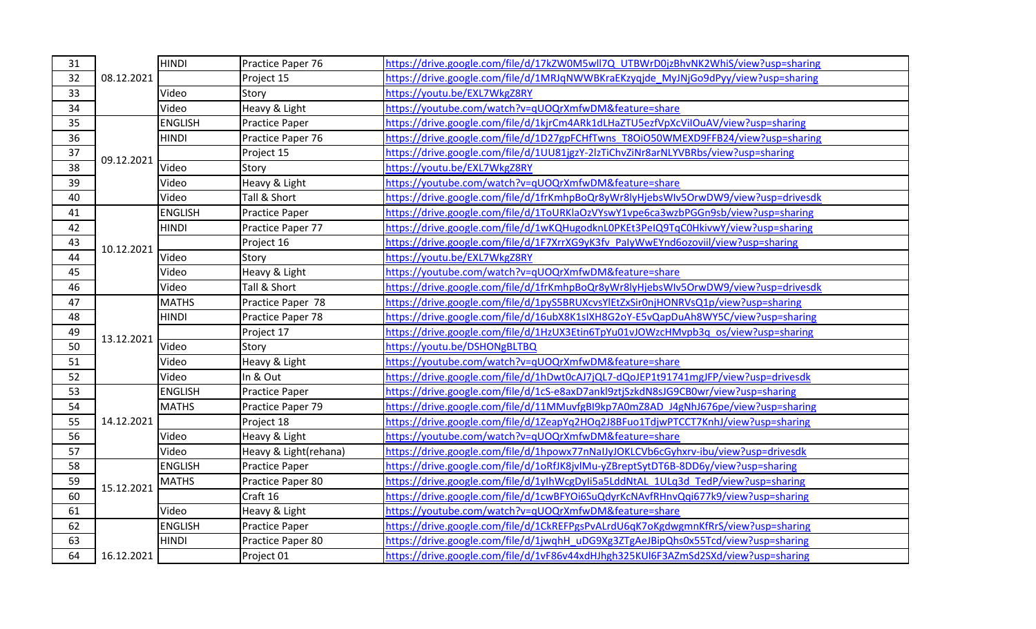| 31 | 08.12.2021 | HINDI | Practice Paper 76 | https://drive.google.com/file/d/17kZW0M5wll7Q_UTBWrD0jzBhvNK2WhiS/view?usp=sharing |
|---|---|---|---|---|
| 32 | | | Project 15 | https://drive.google.com/file/d/1MRJqNWWBKraEKzyqjde_MyJNjGo9dPyy/view?usp=sharing |
| 33 | | Video | Story | https://youtu.be/EXL7WkgZ8RY |
| 34 | | Video | Heavy & Light | https://youtube.com/watch?v=qUOQrXmfwDM&feature=share |
| 35 | 09.12.2021 | ENGLISH | Practice Paper | https://drive.google.com/file/d/1kjrCm4ARk1dLHaZTU5ezfVpXcViIOuAV/view?usp=sharing |
| 36 | | HINDI | Practice Paper 76 | https://drive.google.com/file/d/1D27gpFCHfTwns_T8OiO50WMEXD9FFB24/view?usp=sharing |
| 37 | | | Project 15 | https://drive.google.com/file/d/1UU81jgzY-2lzTiChvZiNr8arNLYVBRbs/view?usp=sharing |
| 38 | | Video | Story | https://youtu.be/EXL7WkgZ8RY |
| 39 | | Video | Heavy & Light | https://youtube.com/watch?v=qUOQrXmfwDM&feature=share |
| 40 | | Video | Tall & Short | https://drive.google.com/file/d/1frKmhpBoQr8yWr8lyHjebsWIv5OrwDW9/view?usp=drivesdk |
| 41 | 10.12.2021 | ENGLISH | Practice Paper | https://drive.google.com/file/d/1ToURKlaOzVYswY1vpe6ca3wzbPGGn9sb/view?usp=sharing |
| 42 | | HINDI | Practice Paper 77 | https://drive.google.com/file/d/1wKQHugodknL0PKEt3PeIQ9TqC0HkivwY/view?usp=sharing |
| 43 | | | Project 16 | https://drive.google.com/file/d/1F7XrrXG9yK3fv_PalyWwEYnd6ozoviil/view?usp=sharing |
| 44 | | Video | Story | https://youtu.be/EXL7WkgZ8RY |
| 45 | | Video | Heavy & Light | https://youtube.com/watch?v=qUOQrXmfwDM&feature=share |
| 46 | | Video | Tall & Short | https://drive.google.com/file/d/1frKmhpBoQr8yWr8lyHjebsWIv5OrwDW9/view?usp=drivesdk |
| 47 | 13.12.2021 | MATHS | Practice Paper 78 | https://drive.google.com/file/d/1pyS5BRUXcvsYlEtZxSir0njHONRVsQ1p/view?usp=sharing |
| 48 | | HINDI | Practice Paper 78 | https://drive.google.com/file/d/16ubX8K1sIXH8G2oY-E5vQapDuAh8WY5C/view?usp=sharing |
| 49 | | | Project 17 | https://drive.google.com/file/d/1HzUX3Etin6TpYu01vJOWzcHMvpb3q_os/view?usp=sharing |
| 50 | | Video | Story | https://youtu.be/DSHONgBLTBQ |
| 51 | | Video | Heavy & Light | https://youtube.com/watch?v=qUOQrXmfwDM&feature=share |
| 52 | | Video | In & Out | https://drive.google.com/file/d/1hDwt0cAJ7jQL7-dQoJEP1t91741mgJFP/view?usp=drivesdk |
| 53 | 14.12.2021 | ENGLISH | Practice Paper | https://drive.google.com/file/d/1cS-e8axD7ankl9ztjSzkdN8sJG9CB0wr/view?usp=sharing |
| 54 | | MATHS | Practice Paper 79 | https://drive.google.com/file/d/11MMuvfgBI9kp7A0mZ8AD_J4gNhJ676pe/view?usp=sharing |
| 55 | | | Project 18 | https://drive.google.com/file/d/1ZeapYq2HOq2J8BFuo1TdjwPTCCT7KnhJ/view?usp=sharing |
| 56 | | Video | Heavy & Light | https://youtube.com/watch?v=qUOQrXmfwDM&feature=share |
| 57 | | Video | Heavy & Light(rehana) | https://drive.google.com/file/d/1hpowx77nNalJyJOKLCVb6cGyhxrv-ibu/view?usp=drivesdk |
| 58 | 15.12.2021 | ENGLISH | Practice Paper | https://drive.google.com/file/d/1oRfJK8jvlMu-yZBreptSytDT6B-8DD6y/view?usp=sharing |
| 59 | | MATHS | Practice Paper 80 | https://drive.google.com/file/d/1ylhWcgDyli5a5LddNtAL_1ULq3d_TedP/view?usp=sharing |
| 60 | | | Craft 16 | https://drive.google.com/file/d/1cwBFYOi6SuQdyrKcNAvfRHnvQqi677k9/view?usp=sharing |
| 61 | | Video | Heavy & Light | https://youtube.com/watch?v=qUOQrXmfwDM&feature=share |
| 62 | 16.12.2021 | ENGLISH | Practice Paper | https://drive.google.com/file/d/1CkREFPgsPvALrdU6qK7oKgdwgmnKfRrS/view?usp=sharing |
| 63 | | HINDI | Practice Paper 80 | https://drive.google.com/file/d/1jwqhH_uDG9Xg3ZTgAeJBipQhs0x55Tcd/view?usp=sharing |
| 64 | | | Project 01 | https://drive.google.com/file/d/1vF86v44xdHJhgh325KUl6F3AZmSd2SXd/view?usp=sharing |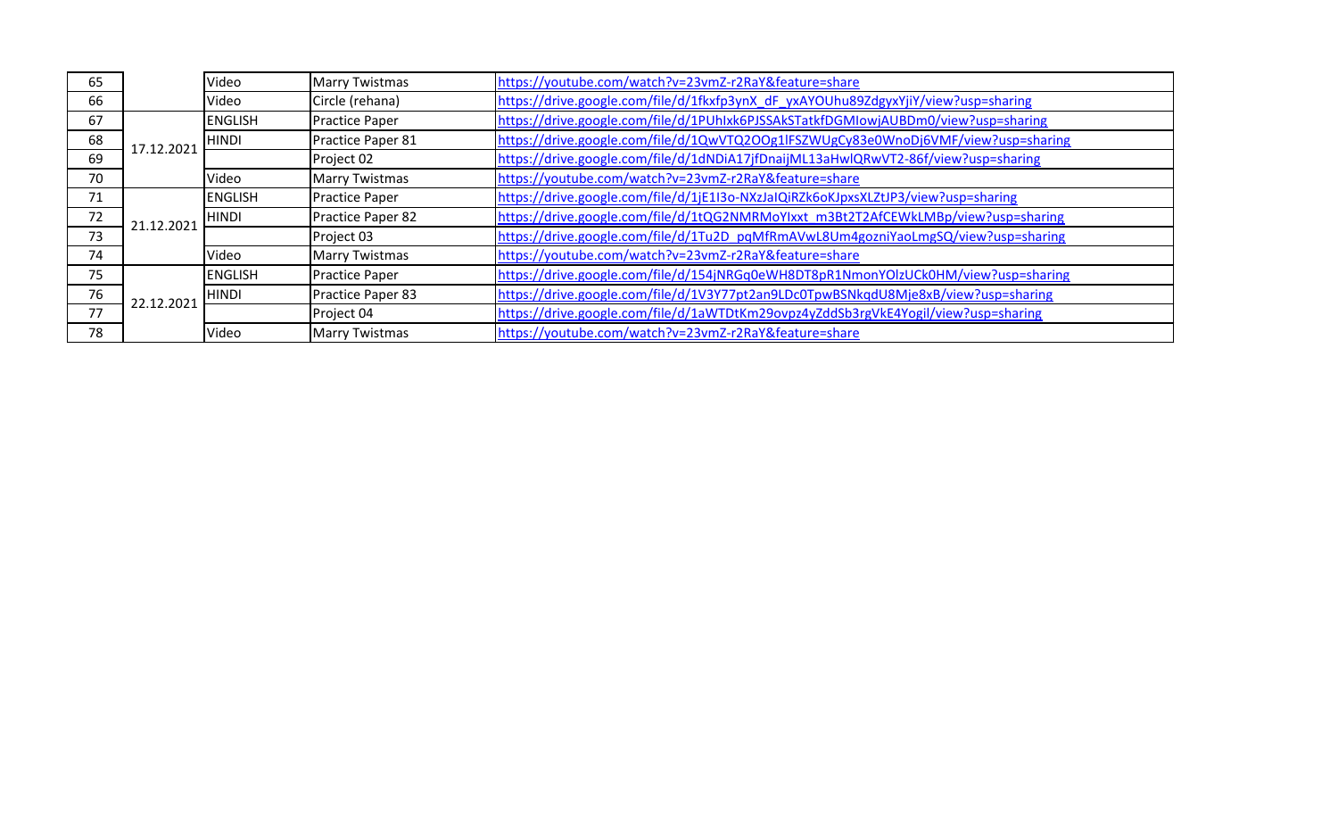| | | | | |
|---|---|---|---|---|
| 65 | | Video | Marry Twistmas | https://youtube.com/watch?v=23vmZ-r2RaY&feature=share |
| 66 | | Video | Circle (rehana) | https://drive.google.com/file/d/1fkxfp3ynX_dF_yxAYOUhu89ZdgyxYjiY/view?usp=sharing |
| 67 | 17.12.2021 | ENGLISH | Practice Paper | https://drive.google.com/file/d/1PUhIxk6PJSSAkSTatkfDGMIowjAUBDm0/view?usp=sharing |
| 68 | | HINDI | Practice Paper 81 | https://drive.google.com/file/d/1QwVTQ2OOg1lFSZWUgCy83e0WnoDj6VMF/view?usp=sharing |
| 69 | | | Project 02 | https://drive.google.com/file/d/1dNDiA17jfDnaijML13aHwlQRwVT2-86f/view?usp=sharing |
| 70 | | Video | Marry Twistmas | https://youtube.com/watch?v=23vmZ-r2RaY&feature=share |
| 71 | 21.12.2021 | ENGLISH | Practice Paper | https://drive.google.com/file/d/1jE1I3o-NXzJaIQiRZk6oKJpxsXLZtJP3/view?usp=sharing |
| 72 | | HINDI | Practice Paper 82 | https://drive.google.com/file/d/1tQG2NMRMoYIxxt_m3Bt2T2AfCEWkLMBp/view?usp=sharing |
| 73 | | | Project 03 | https://drive.google.com/file/d/1Tu2D_pqMfRmAVwL8Um4gozniYaoLmgSQ/view?usp=sharing |
| 74 | | Video | Marry Twistmas | https://youtube.com/watch?v=23vmZ-r2RaY&feature=share |
| 75 | 22.12.2021 | ENGLISH | Practice Paper | https://drive.google.com/file/d/154jNRGq0eWH8DT8pR1NmonYOlzUCk0HM/view?usp=sharing |
| 76 | | HINDI | Practice Paper 83 | https://drive.google.com/file/d/1V3Y77pt2an9LDc0TpwBSNkqdU8Mje8xB/view?usp=sharing |
| 77 | | | Project 04 | https://drive.google.com/file/d/1aWTDtKm29ovpz4yZddSb3rgVkE4Yogil/view?usp=sharing |
| 78 | | Video | Marry Twistmas | https://youtube.com/watch?v=23vmZ-r2RaY&feature=share |